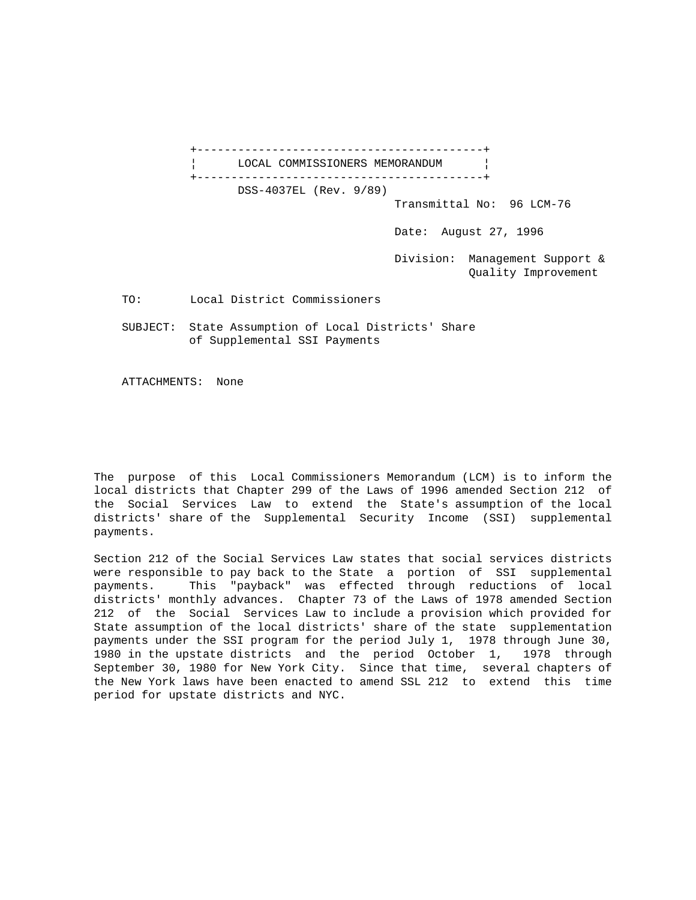# LOCAL COMMISSIONERS MEMORANDUM

DSS-4037EL (Rev. 9/89)

Transmittal No: 96 LCM-76

Date: August 27, 1996

Division: Management Support & Quality Improvement

TO: Local District Commissioners

SUBJECT: State Assumption of Local Districts' Share of Supplemental SSI Payments

ATTACHMENTS: None

The purpose of this Local Commissioners Memorandum (LCM) is to inform the local districts that Chapter 299 of the Laws of 1996 amended Section 212 of the Social Services Law to extend the State's assumption of the local districts' share of the Supplemental Security Income (SSI) supplemental payments.

Section 212 of the Social Services Law states that social services districts were responsible to pay back to the State a portion of SSI supplemental payments. This "payback" was effected through reductions of local districts' monthly advances. Chapter 73 of the Laws of 1978 amended Section 212 of the Social Services Law to include a provision which provided for State assumption of the local districts' share of the state supplementation payments under the SSI program for the period July 1, 1978 through June 30, 1980 in the upstate districts and the period October 1, 1978 through September 30, 1980 for New York City. Since that time, several chapters of the New York laws have been enacted to amend SSL 212 to extend this time period for upstate districts and NYC.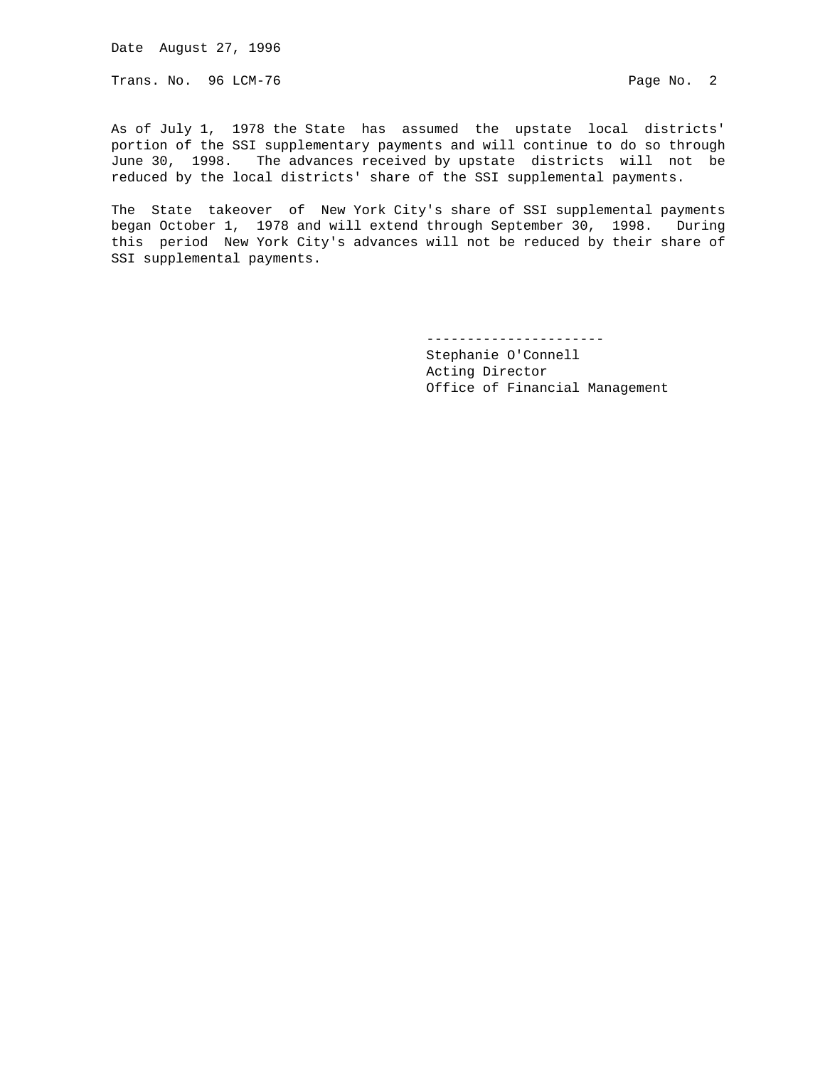As of July 1, 1978 the State has assumed the upstate local districts' portion of the SSI supplementary payments and will continue to do so through June 30, 1998. The advances received by upstate districts will not be reduced by the local districts' share of the SSI supplemental payments.

The State takeover of New York City's share of SSI supplemental payments began October 1, 1978 and will extend through September 30, 1998. During this period New York City's advances will not be reduced by their share of SSI supplemental payments.

----------------------
Stephanie O'Connell
Acting Director
Office of Financial Management